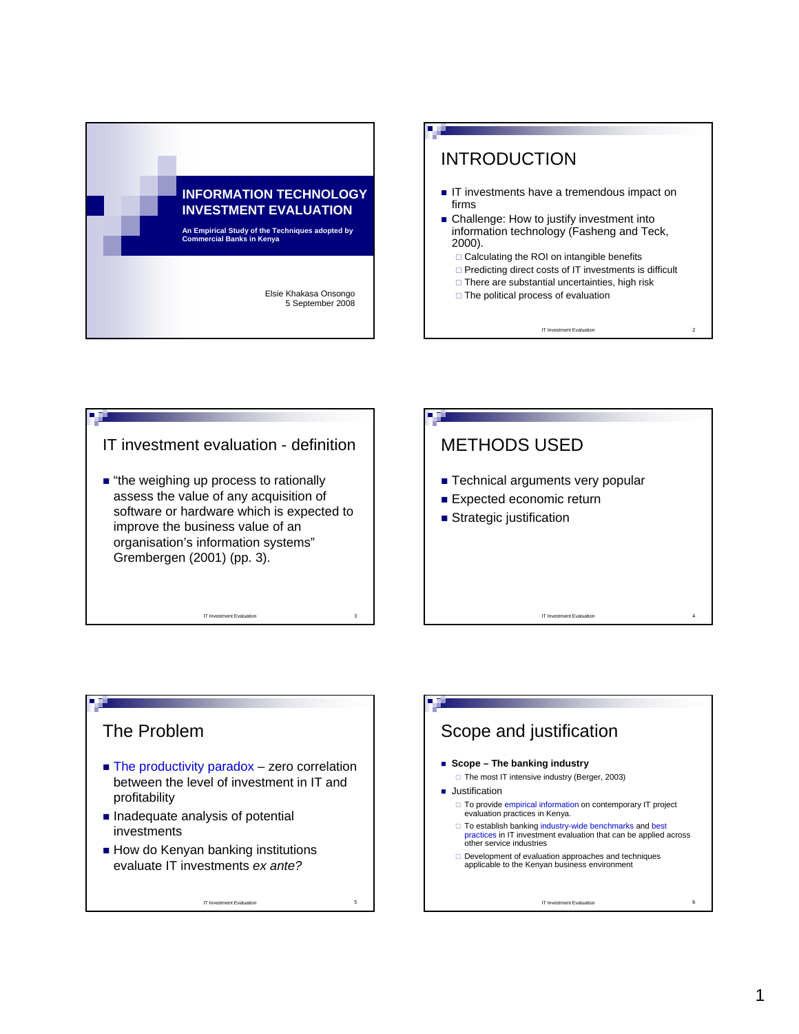# INFORMATION TECHNOLOGY INVESTMENT EVALUATION

**An Empirical Study of the Techniques adopted by Commercial Banks in Kenya**

Elsie Khakasa Onsongo
5 September 2008

## INTRODUCTION

- IT investments have a tremendous impact on firms
- Challenge: How to justify investment into information technology (Fasheng and Teck, 2000).
  - Calculating the ROI on intangible benefits
  - Predicting direct costs of IT investments is difficult
  - There are substantial uncertainties, high risk
  - The political process of evaluation

## IT investment evaluation - definition

- "the weighing up process to rationally assess the value of any acquisition of software or hardware which is expected to improve the business value of an organisation's information systems" Grembergen (2001) (pp. 3).

## METHODS USED

- Technical arguments very popular
- Expected economic return
- Strategic justification

## The Problem

- The productivity paradox – zero correlation between the level of investment in IT and profitability
- Inadequate analysis of potential investments
- How do Kenyan banking institutions evaluate IT investments *ex ante?*

## Scope and justification

- **Scope – The banking industry**
  - The most IT intensive industry (Berger, 2003)
- Justification
  - To provide empirical information on contemporary IT project evaluation practices in Kenya.
  - To establish banking industry-wide benchmarks and best practices in IT investment evaluation that can be applied across other service industries
  - Development of evaluation approaches and techniques applicable to the Kenyan business environment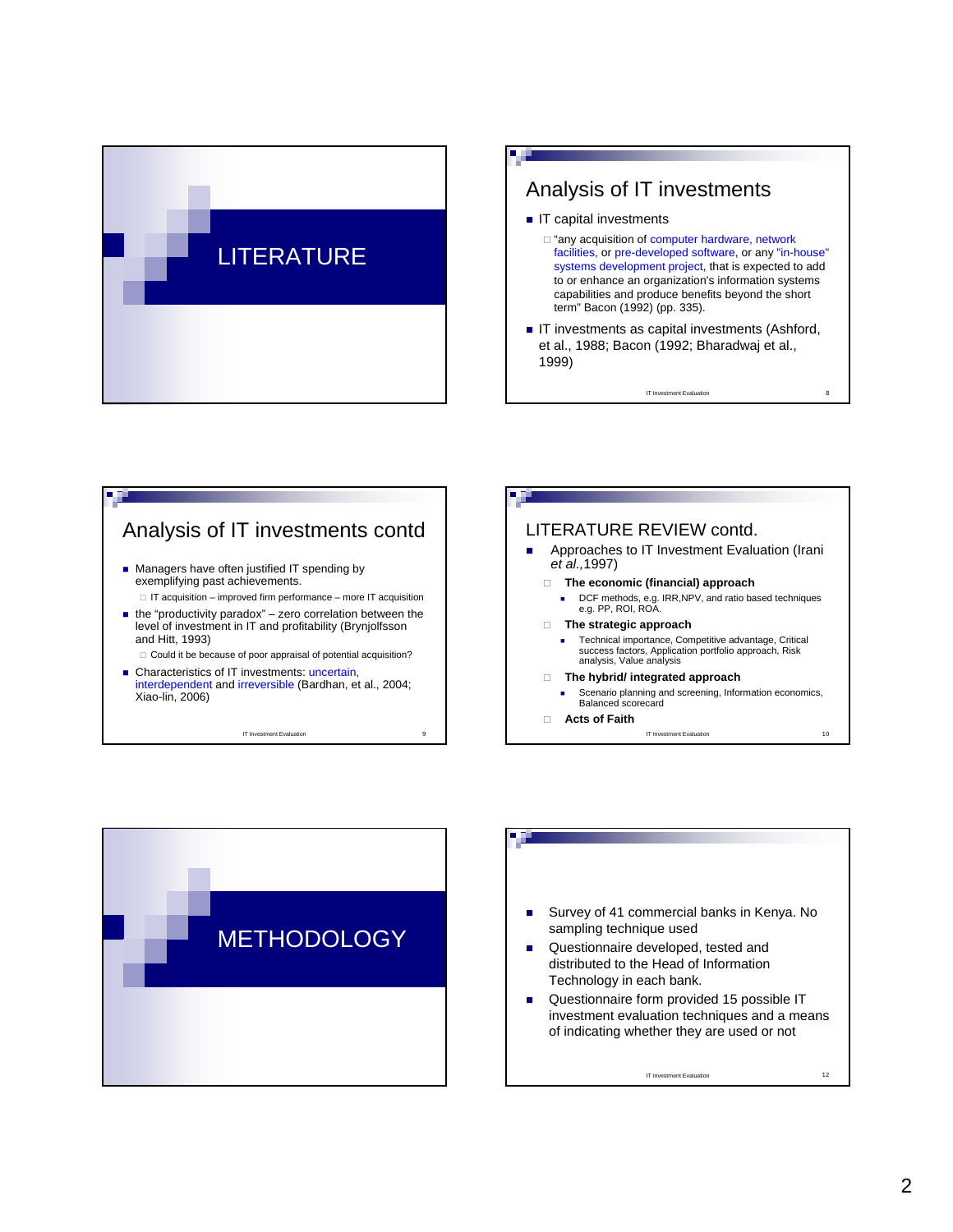# LITERATURE

## Analysis of IT investments

- IT capital investments
  - "any acquisition of computer hardware, network facilities, or pre-developed software, or any "in-house" systems development project, that is expected to add to or enhance an organization's information systems capabilities and produce benefits beyond the short term" Bacon (1992) (pp. 335).
- IT investments as capital investments (Ashford, et al., 1988; Bacon (1992; Bharadwaj et al., 1999)

## Analysis of IT investments contd

- Managers have often justified IT spending by exemplifying past achievements.
  - IT acquisition – improved firm performance – more IT acquisition
- the "productivity paradox" – zero correlation between the level of investment in IT and profitability (Brynjolfsson and Hitt, 1993)
  - Could it be because of poor appraisal of potential acquisition?
- Characteristics of IT investments: uncertain, interdependent and irreversible (Bardhan, et al., 2004; Xiao-lin, 2006)

## LITERATURE REVIEW contd.

- Approaches to IT Investment Evaluation (Irani *et al.,*1997)
  - **The economic (financial) approach**
    - DCF methods, e.g. IRR,NPV, and ratio based techniques e.g. PP, ROI, ROA.
  - **The strategic approach**
    - Technical importance, Competitive advantage, Critical success factors, Application portfolio approach, Risk analysis, Value analysis
  - **The hybrid/ integrated approach**
    - Scenario planning and screening, Information economics, Balanced scorecard
  - **Acts of Faith**

# METHODOLOGY

- Survey of 41 commercial banks in Kenya. No sampling technique used
- Questionnaire developed, tested and distributed to the Head of Information Technology in each bank.
- Questionnaire form provided 15 possible IT investment evaluation techniques and a means of indicating whether they are used or not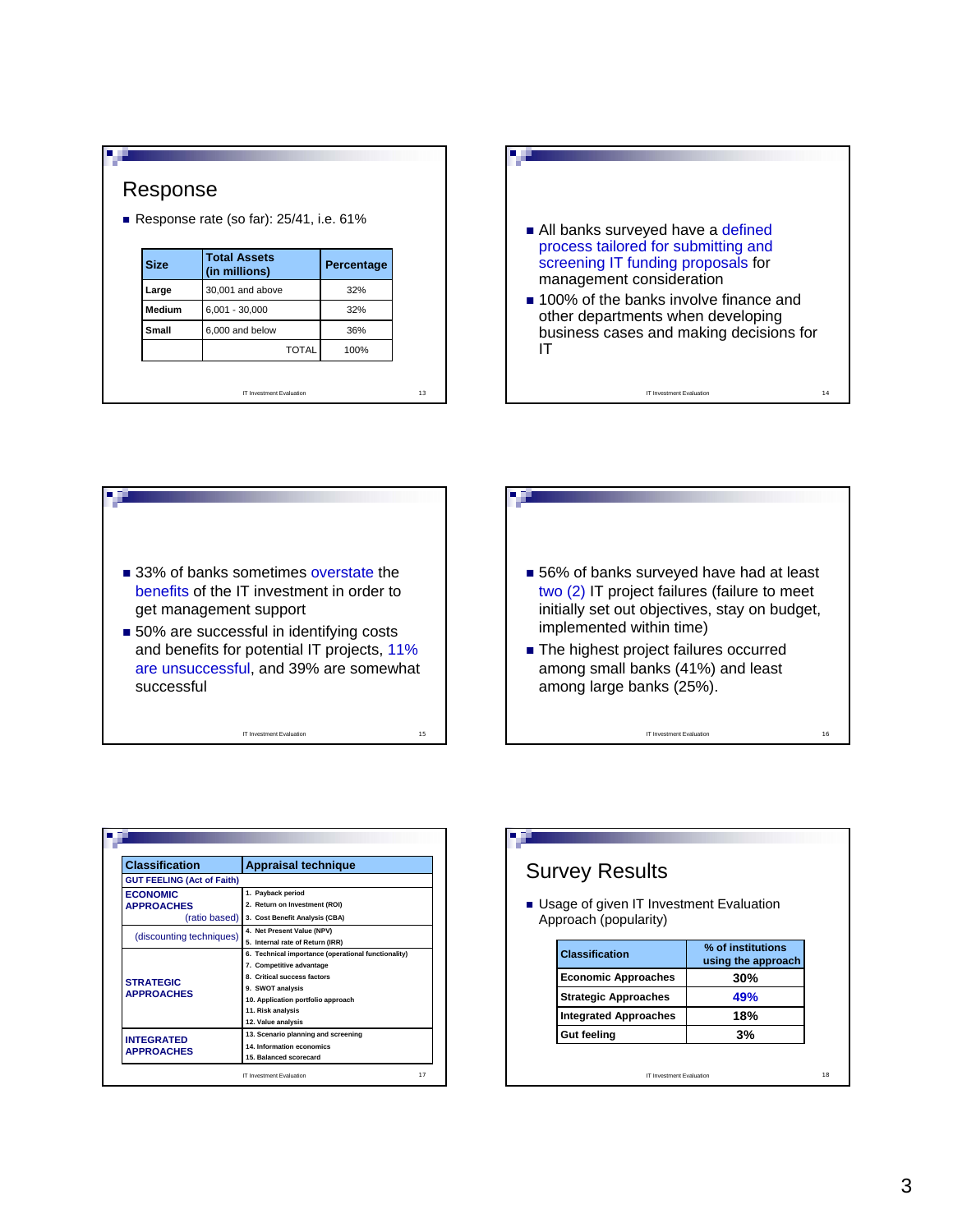## Response

- Response rate (so far): 25/41, i.e. 61%

| Size | Total Assets (in millions) | Percentage |
|---|---|---|
| Large | 30,001 and above | 32% |
| Medium | 6,001 - 30,000 | 32% |
| Small | 6,000 and below | 36% |
| | TOTAL | 100% |

---

- All banks surveyed have a defined process tailored for submitting and screening IT funding proposals for management consideration
- 100% of the banks involve finance and other departments when developing business cases and making decisions for IT

---

- 33% of banks sometimes overstate the benefits of the IT investment in order to get management support
- 50% are successful in identifying costs and benefits for potential IT projects, 11% are unsuccessful, and 39% are somewhat successful

---

- 56% of banks surveyed have had at least two (2) IT project failures (failure to meet initially set out objectives, stay on budget, implemented within time)
- The highest project failures occurred among small banks (41%) and least among large banks (25%).

---

| Classification | Appraisal technique |
|---|---|
| **GUT FEELING (Act of Faith)** | |
| **ECONOMIC APPROACHES** (ratio based) | 1. Payback period<br>2. Return on Investment (ROI)<br>3. Cost Benefit Analysis (CBA) |
| (discounting techniques) | 4. Net Present Value (NPV)<br>5. Internal rate of Return (IRR) |
| **STRATEGIC APPROACHES** | 6. Technical importance (operational functionality)<br>7. Competitive advantage<br>8. Critical success factors<br>9. SWOT analysis<br>10. Application portfolio approach<br>11. Risk analysis<br>12. Value analysis |
| **INTEGRATED APPROACHES** | 13. Scenario planning and screening<br>14. Information economics<br>15. Balanced scorecard |

---

## Survey Results

- Usage of given IT Investment Evaluation Approach (popularity)

| Classification | % of institutions using the approach |
|---|---|
| Economic Approaches | 30% |
| Strategic Approaches | 49% |
| Integrated Approaches | 18% |
| Gut feeling | 3% |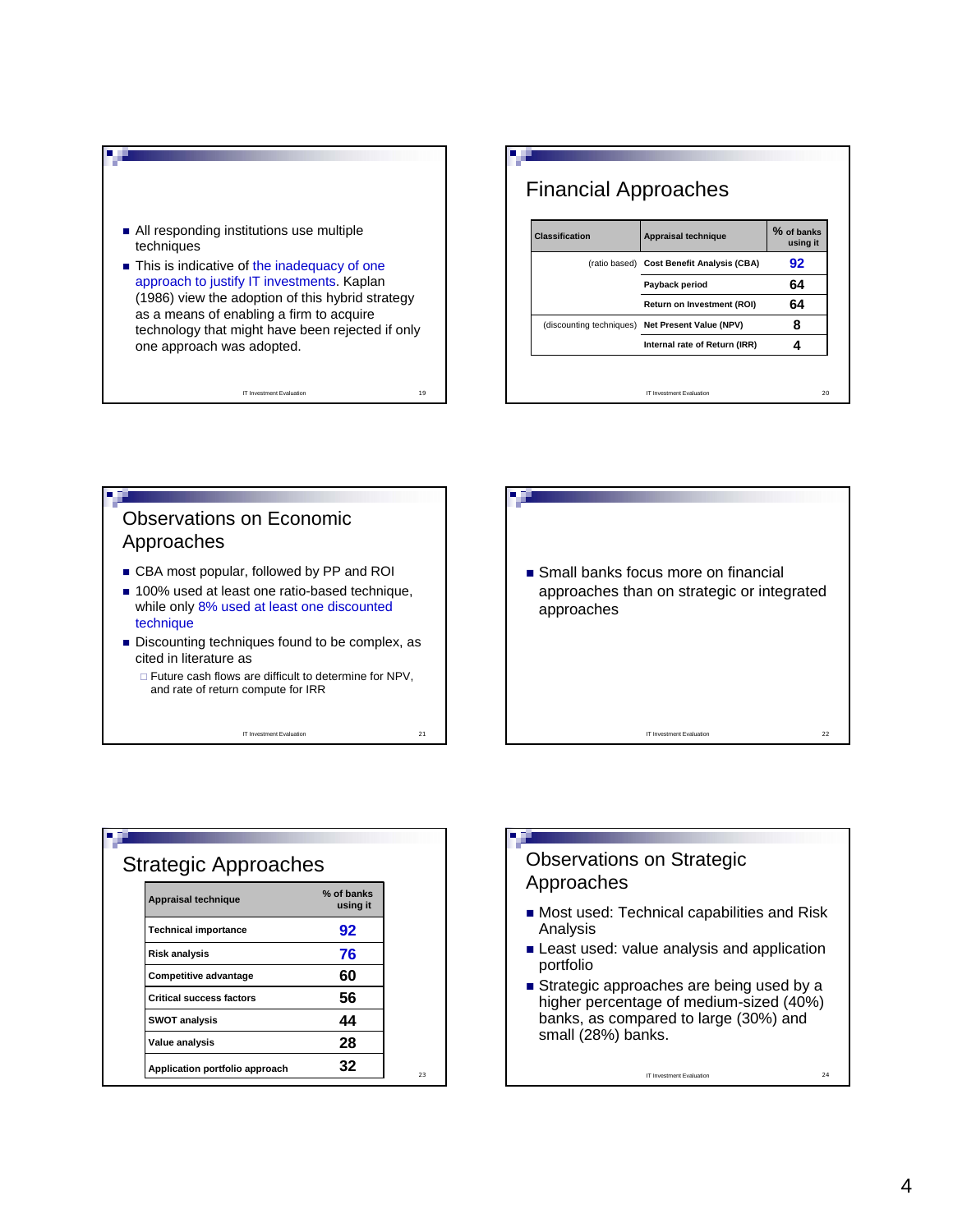- All responding institutions use multiple techniques
- This is indicative of the inadequacy of one approach to justify IT investments. Kaplan (1986) view the adoption of this hybrid strategy as a means of enabling a firm to acquire technology that might have been rejected if only one approach was adopted.

## Financial Approaches

| Classification | Appraisal technique | % of banks using it |
|---|---|---|
| (ratio based) | Cost Benefit Analysis (CBA) | 92 |
| | Payback period | 64 |
| | Return on Investment (ROI) | 64 |
| (discounting techniques) | Net Present Value (NPV) | 8 |
| | Internal rate of Return (IRR) | 4 |

## Observations on Economic Approaches

- CBA most popular, followed by PP and ROI
- 100% used at least one ratio-based technique, while only 8% used at least one discounted technique
- Discounting techniques found to be complex, as cited in literature as
  - Future cash flows are difficult to determine for NPV, and rate of return compute for IRR

- Small banks focus more on financial approaches than on strategic or integrated approaches

## Strategic Approaches

| Appraisal technique | % of banks using it |
|---|---|
| Technical importance | 92 |
| Risk analysis | 76 |
| Competitive advantage | 60 |
| Critical success factors | 56 |
| SWOT analysis | 44 |
| Value analysis | 28 |
| Application portfolio approach | 32 |

## Observations on Strategic Approaches

- Most used: Technical capabilities and Risk Analysis
- Least used: value analysis and application portfolio
- Strategic approaches are being used by a higher percentage of medium-sized (40%) banks, as compared to large (30%) and small (28%) banks.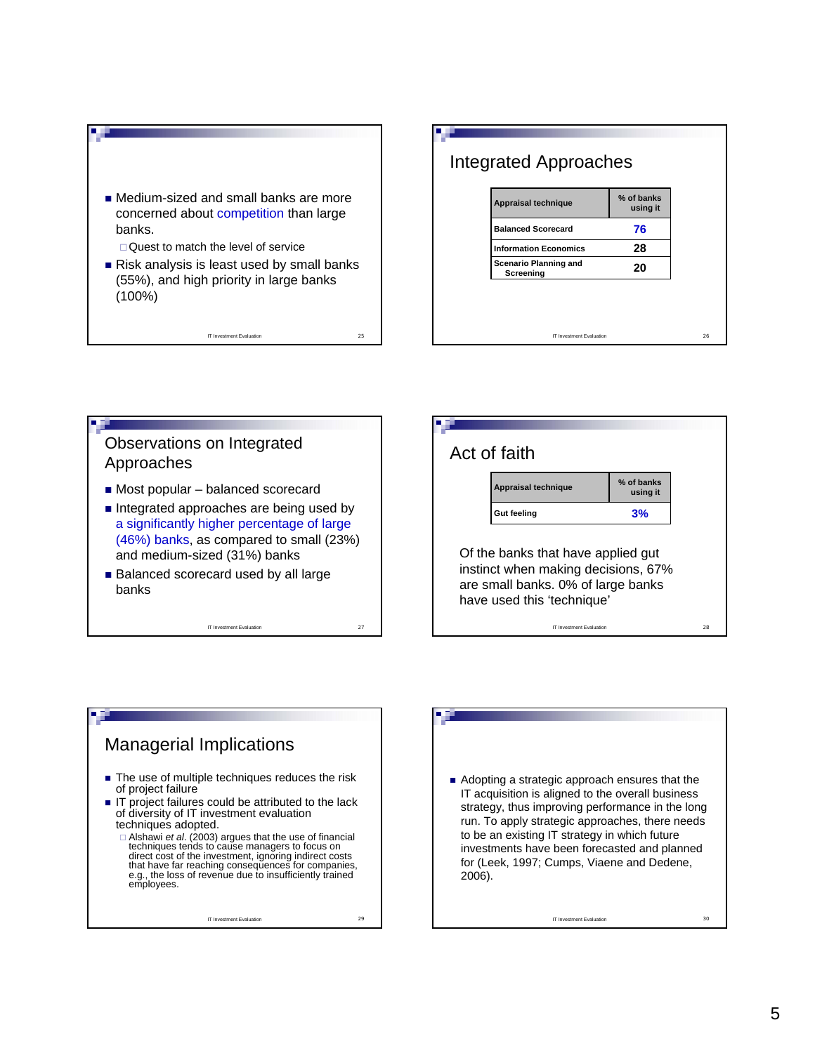- Medium-sized and small banks are more concerned about competition than large banks.
  - Quest to match the level of service
- Risk analysis is least used by small banks (55%), and high priority in large banks (100%)

## Integrated Approaches

| Appraisal technique | % of banks using it |
|---|---|
| Balanced Scorecard | 76 |
| Information Economics | 28 |
| Scenario Planning and Screening | 20 |

## Observations on Integrated Approaches

- Most popular – balanced scorecard
- Integrated approaches are being used by a significantly higher percentage of large (46%) banks, as compared to small (23%) and medium-sized (31%) banks
- Balanced scorecard used by all large banks

## Act of faith

| Appraisal technique | % of banks using it |
|---|---|
| Gut feeling | 3% |

Of the banks that have applied gut instinct when making decisions, 67% are small banks. 0% of large banks have used this 'technique'

## Managerial Implications

- The use of multiple techniques reduces the risk of project failure
- IT project failures could be attributed to the lack of diversity of IT investment evaluation techniques adopted.
  - Alshawi *et al*. (2003) argues that the use of financial techniques tends to cause managers to focus on direct cost of the investment, ignoring indirect costs that have far reaching consequences for companies, e.g., the loss of revenue due to insufficiently trained employees.

- Adopting a strategic approach ensures that the IT acquisition is aligned to the overall business strategy, thus improving performance in the long run. To apply strategic approaches, there needs to be an existing IT strategy in which future investments have been forecasted and planned for (Leek, 1997; Cumps, Viaene and Dedene, 2006).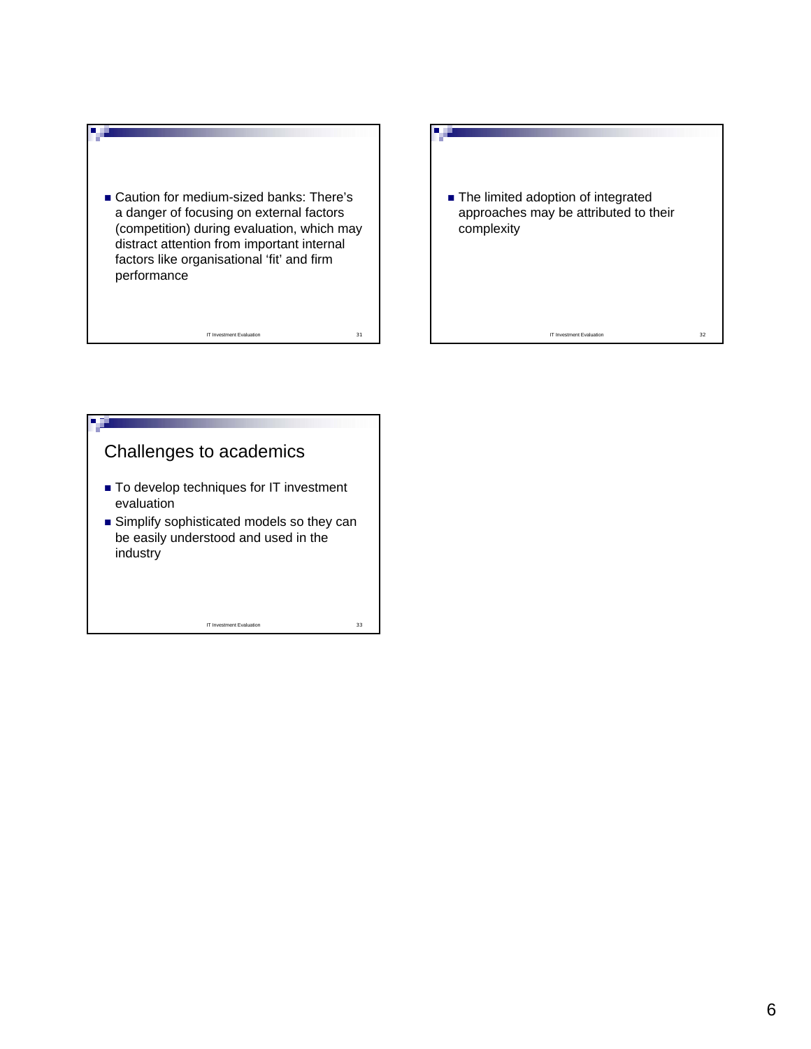- Caution for medium-sized banks: There's a danger of focusing on external factors (competition) during evaluation, which may distract attention from important internal factors like organisational 'fit' and firm performance

- The limited adoption of integrated approaches may be attributed to their complexity

## Challenges to academics

- To develop techniques for IT investment evaluation
- Simplify sophisticated models so they can be easily understood and used in the industry